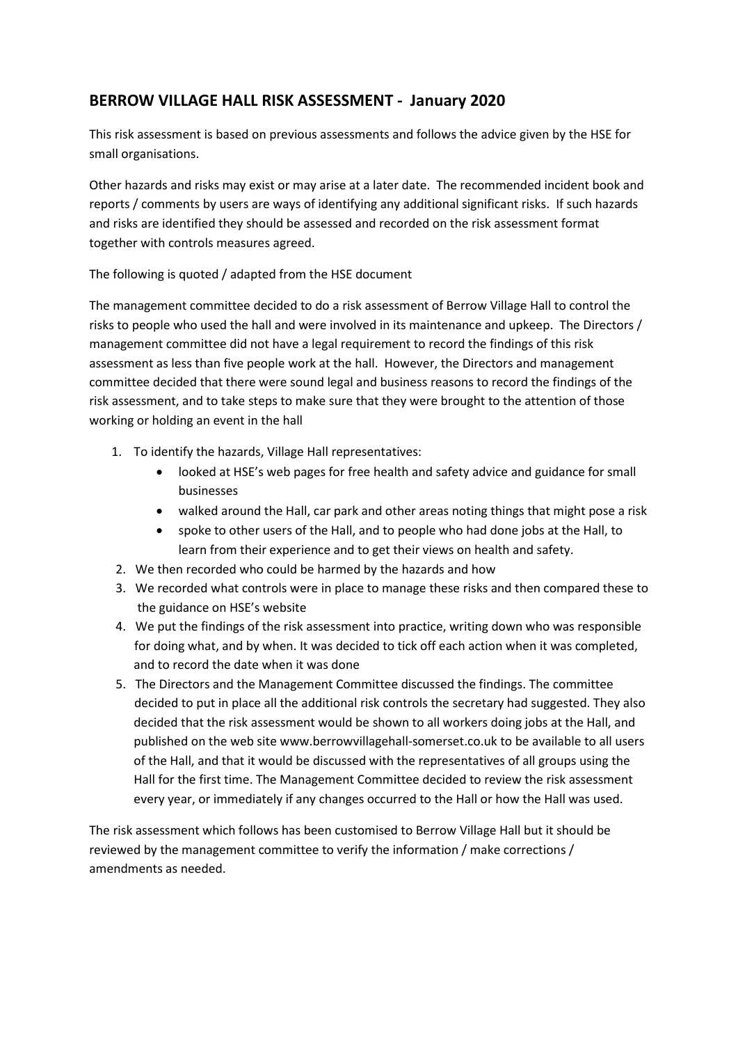## BERROW VILLAGE HALL RISK ASSESSMENT - January 2020

This risk assessment is based on previous assessments and follows the advice given by the HSE for small organisations.

Other hazards and risks may exist or may arise at a later date. The recommended incident book and reports / comments by users are ways of identifying any additional significant risks. If such hazards and risks are identified they should be assessed and recorded on the risk assessment format together with controls measures agreed.

The following is quoted / adapted from the HSE document

The management committee decided to do a risk assessment of Berrow Village Hall to control the risks to people who used the hall and were involved in its maintenance and upkeep. The Directors / management committee did not have a legal requirement to record the findings of this risk assessment as less than five people work at the hall. However, the Directors and management committee decided that there were sound legal and business reasons to record the findings of the risk assessment, and to take steps to make sure that they were brought to the attention of those working or holding an event in the hall

1. To identify the hazards, Village Hall representatives:
   - looked at HSE's web pages for free health and safety advice and guidance for small businesses
   - walked around the Hall, car park and other areas noting things that might pose a risk
   - spoke to other users of the Hall, and to people who had done jobs at the Hall, to learn from their experience and to get their views on health and safety.
2. We then recorded who could be harmed by the hazards and how
3. We recorded what controls were in place to manage these risks and then compared these to the guidance on HSE's website
4. We put the findings of the risk assessment into practice, writing down who was responsible for doing what, and by when. It was decided to tick off each action when it was completed, and to record the date when it was done
5. The Directors and the Management Committee discussed the findings. The committee decided to put in place all the additional risk controls the secretary had suggested. They also decided that the risk assessment would be shown to all workers doing jobs at the Hall, and published on the web site www.berrowvillagehall-somerset.co.uk to be available to all users of the Hall, and that it would be discussed with the representatives of all groups using the Hall for the first time. The Management Committee decided to review the risk assessment every year, or immediately if any changes occurred to the Hall or how the Hall was used.

The risk assessment which follows has been customised to Berrow Village Hall but it should be reviewed by the management committee to verify the information / make corrections / amendments as needed.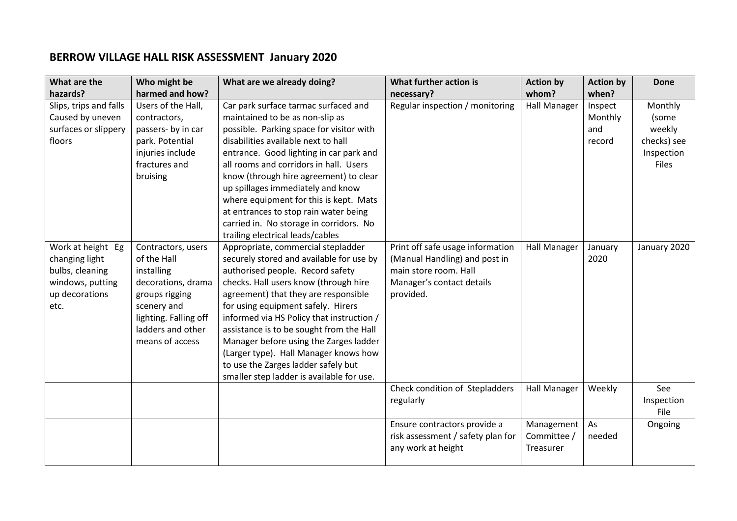## BERROW VILLAGE HALL RISK ASSESSMENT January 2020

| What are the hazards? | Who might be harmed and how? | What are we already doing? | What further action is necessary? | Action by whom? | Action by when? | Done |
|---|---|---|---|---|---|---|
| Slips, trips and falls Caused by uneven surfaces or slippery floors | Users of the Hall, contractors, passers- by in car park. Potential injuries include fractures and bruising | Car park surface tarmac surfaced and maintained to be as non-slip as possible. Parking space for visitor with disabilities available next to hall entrance. Good lighting in car park and all rooms and corridors in hall. Users know (through hire agreement) to clear up spillages immediately and know where equipment for this is kept. Mats at entrances to stop rain water being carried in. No storage in corridors. No trailing electrical leads/cables | Regular inspection / monitoring | Hall Manager | Inspect Monthly and record | Monthly (some weekly checks) see Inspection Files |
| Work at height Eg changing light bulbs, cleaning windows, putting up decorations etc. | Contractors, users of the Hall installing decorations, drama groups rigging scenery and lighting. Falling off ladders and other means of access | Appropriate, commercial stepladder securely stored and available for use by authorised people. Record safety checks. Hall users know (through hire agreement) that they are responsible for using equipment safely. Hirers informed via HS Policy that instruction / assistance is to be sought from the Hall Manager before using the Zarges ladder (Larger type). Hall Manager knows how to use the Zarges ladder safely but smaller step ladder is available for use. | Print off safe usage information (Manual Handling) and post in main store room. Hall Manager's contact details provided. | Hall Manager | January 2020 | January 2020 |
| | | | Check condition of Stepladders regularly | Hall Manager | Weekly | See Inspection File |
| | | | Ensure contractors provide a risk assessment / safety plan for any work at height | Management Committee / Treasurer | As needed | Ongoing |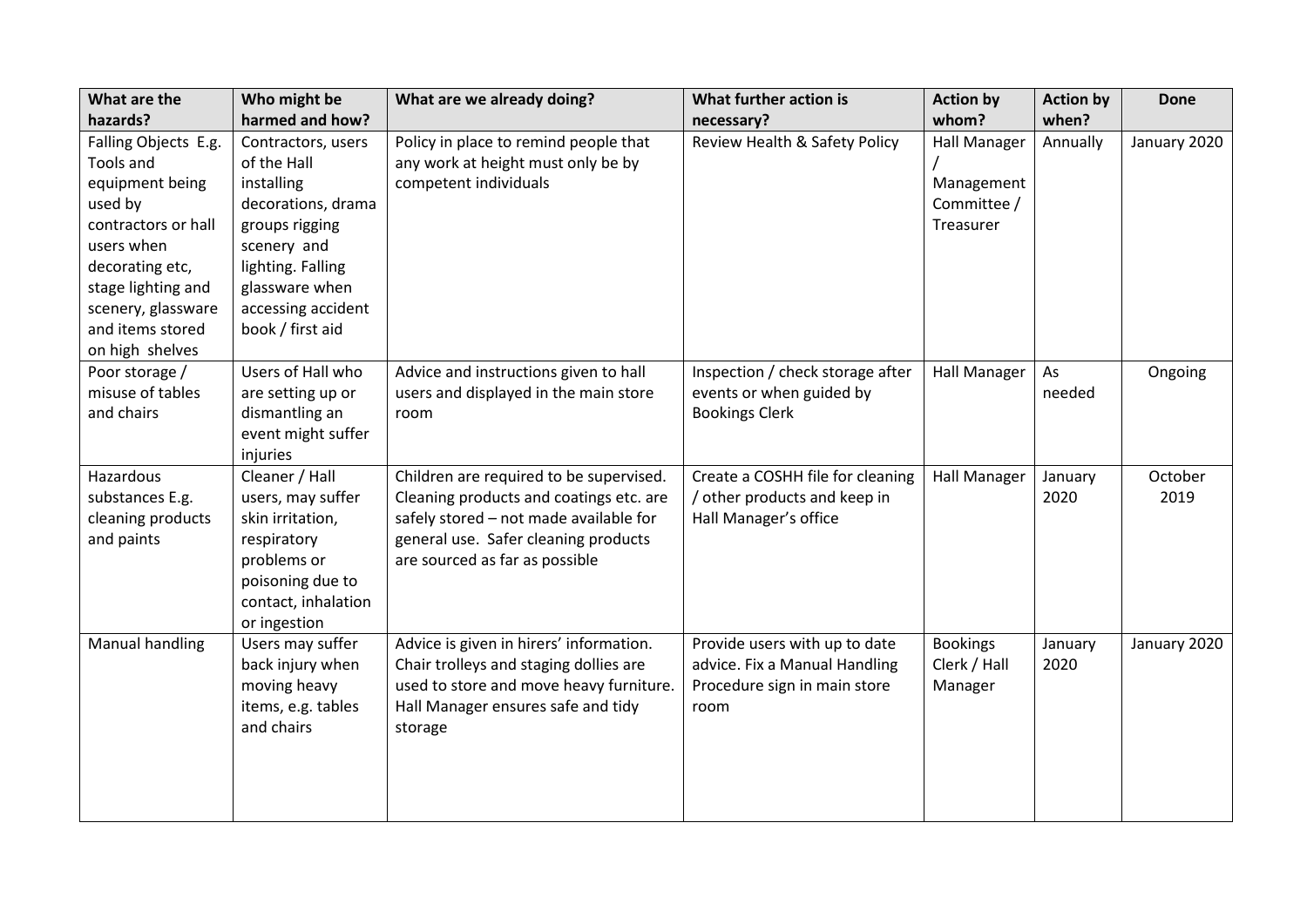| What are the hazards? | Who might be harmed and how? | What are we already doing? | What further action is necessary? | Action by whom? | Action by when? | Done |
|---|---|---|---|---|---|---|
| Falling Objects E.g. Tools and equipment being used by contractors or hall users when decorating etc, stage lighting and scenery, glassware and items stored on high shelves | Contractors, users of the Hall installing decorations, drama groups rigging scenery and lighting. Falling glassware when accessing accident book / first aid | Policy in place to remind people that any work at height must only be by competent individuals | Review Health & Safety Policy | Hall Manager / Management Committee / Treasurer | Annually | January 2020 |
| Poor storage / misuse of tables and chairs | Users of Hall who are setting up or dismantling an event might suffer injuries | Advice and instructions given to hall users and displayed in the main store room | Inspection / check storage after events or when guided by Bookings Clerk | Hall Manager | As needed | Ongoing |
| Hazardous substances E.g. cleaning products and paints | Cleaner / Hall users, may suffer skin irritation, respiratory problems or poisoning due to contact, inhalation or ingestion | Children are required to be supervised. Cleaning products and coatings etc. are safely stored – not made available for general use. Safer cleaning products are sourced as far as possible | Create a COSHH file for cleaning / other products and keep in Hall Manager's office | Hall Manager | January 2020 | October 2019 |
| Manual handling | Users may suffer back injury when moving heavy items, e.g. tables and chairs | Advice is given in hirers' information. Chair trolleys and staging dollies are used to store and move heavy furniture. Hall Manager ensures safe and tidy storage | Provide users with up to date advice. Fix a Manual Handling Procedure sign in main store room | Bookings Clerk / Hall Manager | January 2020 | January 2020 |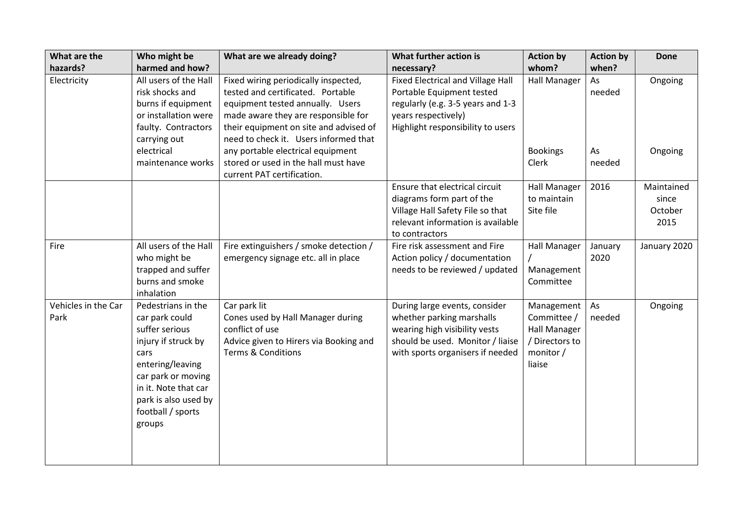| What are the hazards? | Who might be harmed and how? | What are we already doing? | What further action is necessary? | Action by whom? | Action by when? | Done |
|---|---|---|---|---|---|---|
| Electricity | All users of the Hall risk shocks and burns if equipment or installation were faulty. Contractors carrying out electrical maintenance works | Fixed wiring periodically inspected, tested and certificated. Portable equipment tested annually. Users made aware they are responsible for their equipment on site and advised of need to check it. Users informed that any portable electrical equipment stored or used in the hall must have current PAT certification. | Fixed Electrical and Village Hall Portable Equipment tested regularly (e.g. 3-5 years and 1-3 years respectively)<br>Highlight responsibility to users | Hall Manager<br><br>Bookings Clerk | As needed<br><br>As needed | Ongoing<br><br>Ongoing |
| | | | Ensure that electrical circuit diagrams form part of the Village Hall Safety File so that relevant information is available to contractors | Hall Manager to maintain Site file | 2016 | Maintained since October 2015 |
| Fire | All users of the Hall who might be trapped and suffer burns and smoke inhalation | Fire extinguishers / smoke detection / emergency signage etc. all in place | Fire risk assessment and Fire Action policy / documentation needs to be reviewed / updated | Hall Manager / Management Committee | January 2020 | January 2020 |
| Vehicles in the Car Park | Pedestrians in the car park could suffer serious injury if struck by cars entering/leaving car park or moving in it. Note that car park is also used by football / sports groups | Car park lit<br>Cones used by Hall Manager during conflict of use<br>Advice given to Hirers via Booking and Terms & Conditions | During large events, consider whether parking marshalls wearing high visibility vests should be used. Monitor / liaise with sports organisers if needed | Management Committee / Hall Manager / Directors to monitor / liaise | As needed | Ongoing |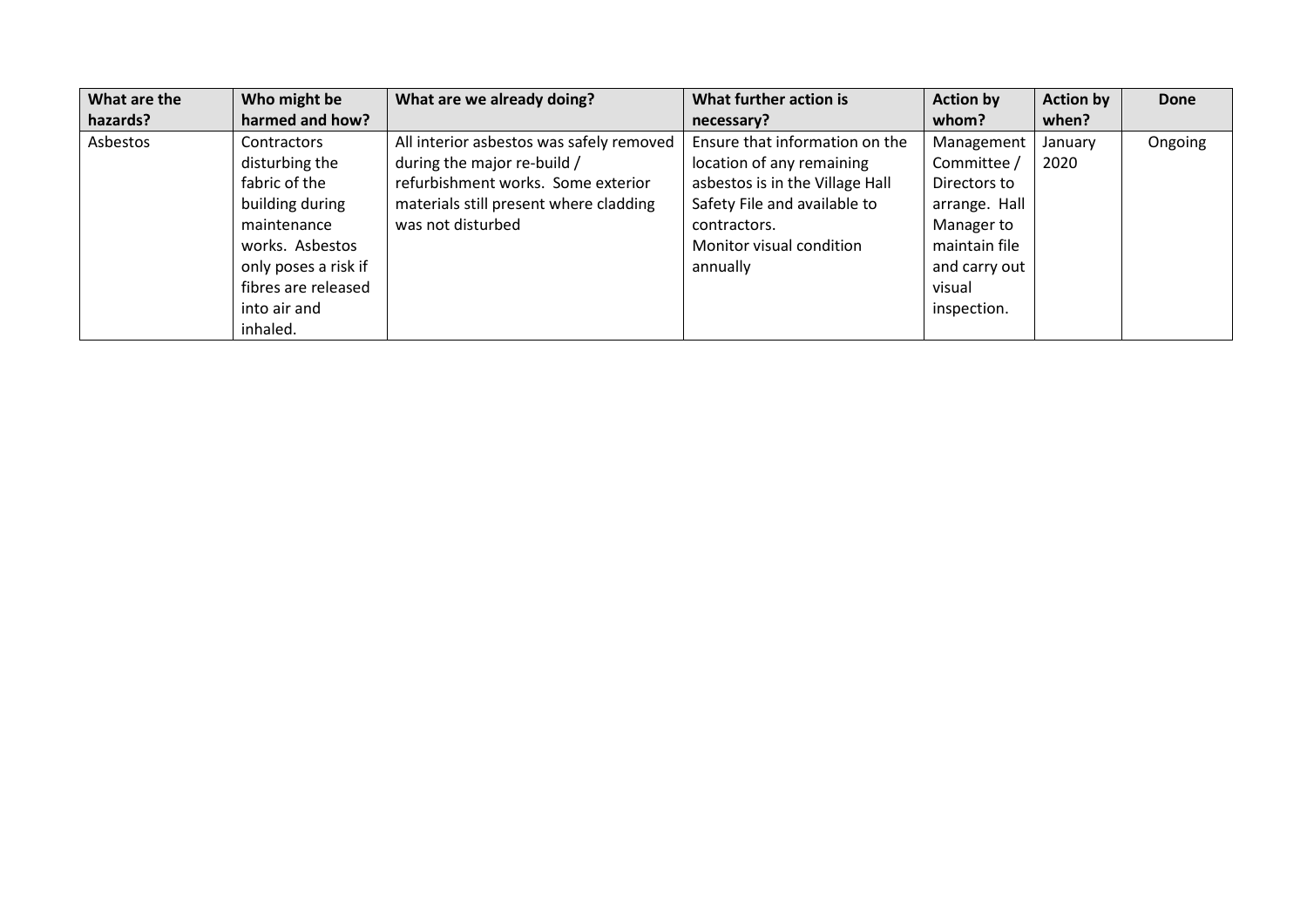| What are the hazards? | Who might be harmed and how? | What are we already doing? | What further action is necessary? | Action by whom? | Action by when? | Done |
|---|---|---|---|---|---|---|
| Asbestos | Contractors disturbing the fabric of the building during maintenance works. Asbestos only poses a risk if fibres are released into air and inhaled. | All interior asbestos was safely removed during the major re-build / refurbishment works. Some exterior materials still present where cladding was not disturbed | Ensure that information on the location of any remaining asbestos is in the Village Hall Safety File and available to contractors. Monitor visual condition annually | Management Committee / Directors to arrange. Hall Manager to maintain file and carry out visual inspection. | January 2020 | Ongoing |